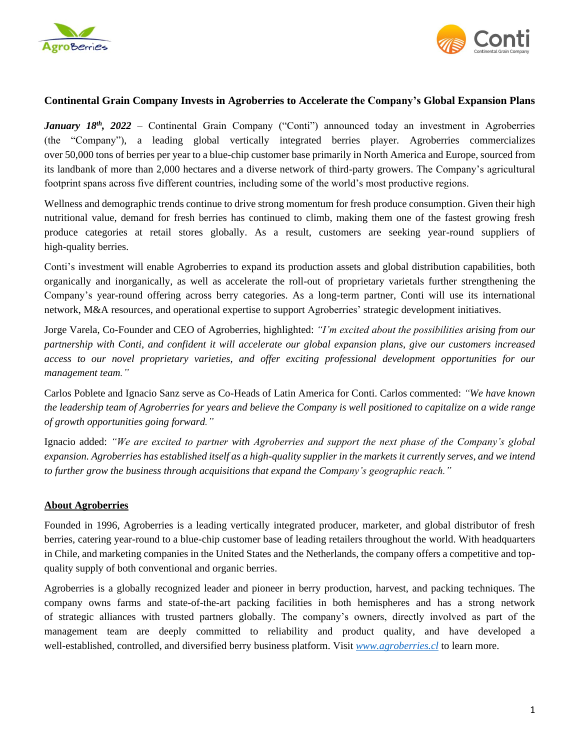**Continental Grain Company Invests in Agroberries to Accelerate the Company's Global Expansion Plans**

***January 18th, 2022*** – Continental Grain Company ("Conti") announced today an investment in Agroberries (the "Company"), a leading global vertically integrated berries player. Agroberries commercializes over 50,000 tons of berries per year to a blue-chip customer base primarily in North America and Europe, sourced from its landbank of more than 2,000 hectares and a diverse network of third-party growers. The Company's agricultural footprint spans across five different countries, including some of the world's most productive regions.

Wellness and demographic trends continue to drive strong momentum for fresh produce consumption. Given their high nutritional value, demand for fresh berries has continued to climb, making them one of the fastest growing fresh produce categories at retail stores globally. As a result, customers are seeking year-round suppliers of high-quality berries.

Conti's investment will enable Agroberries to expand its production assets and global distribution capabilities, both organically and inorganically, as well as accelerate the roll-out of proprietary varietals further strengthening the Company's year-round offering across berry categories. As a long-term partner, Conti will use its international network, M&A resources, and operational expertise to support Agroberries' strategic development initiatives.

Jorge Varela, Co-Founder and CEO of Agroberries, highlighted: *"I'm excited about the possibilities arising from our partnership with Conti, and confident it will accelerate our global expansion plans, give our customers increased access to our novel proprietary varieties, and offer exciting professional development opportunities for our management team."*

Carlos Poblete and Ignacio Sanz serve as Co-Heads of Latin America for Conti. Carlos commented: *"We have known the leadership team of Agroberries for years and believe the Company is well positioned to capitalize on a wide range of growth opportunities going forward."*

Ignacio added: *"We are excited to partner with Agroberries and support the next phase of the Company's global expansion. Agroberries has established itself as a high-quality supplier in the markets it currently serves, and we intend to further grow the business through acquisitions that expand the Company's geographic reach."*

**About Agroberries**

Founded in 1996, Agroberries is a leading vertically integrated producer, marketer, and global distributor of fresh berries, catering year-round to a blue-chip customer base of leading retailers throughout the world. With headquarters in Chile, and marketing companies in the United States and the Netherlands, the company offers a competitive and top-quality supply of both conventional and organic berries.

Agroberries is a globally recognized leader and pioneer in berry production, harvest, and packing techniques. The company owns farms and state-of-the-art packing facilities in both hemispheres and has a strong network of strategic alliances with trusted partners globally. The company's owners, directly involved as part of the management team are deeply committed to reliability and product quality, and have developed a well-established, controlled, and diversified berry business platform. Visit [www.agroberries.cl](http://www.agroberries.cl) to learn more.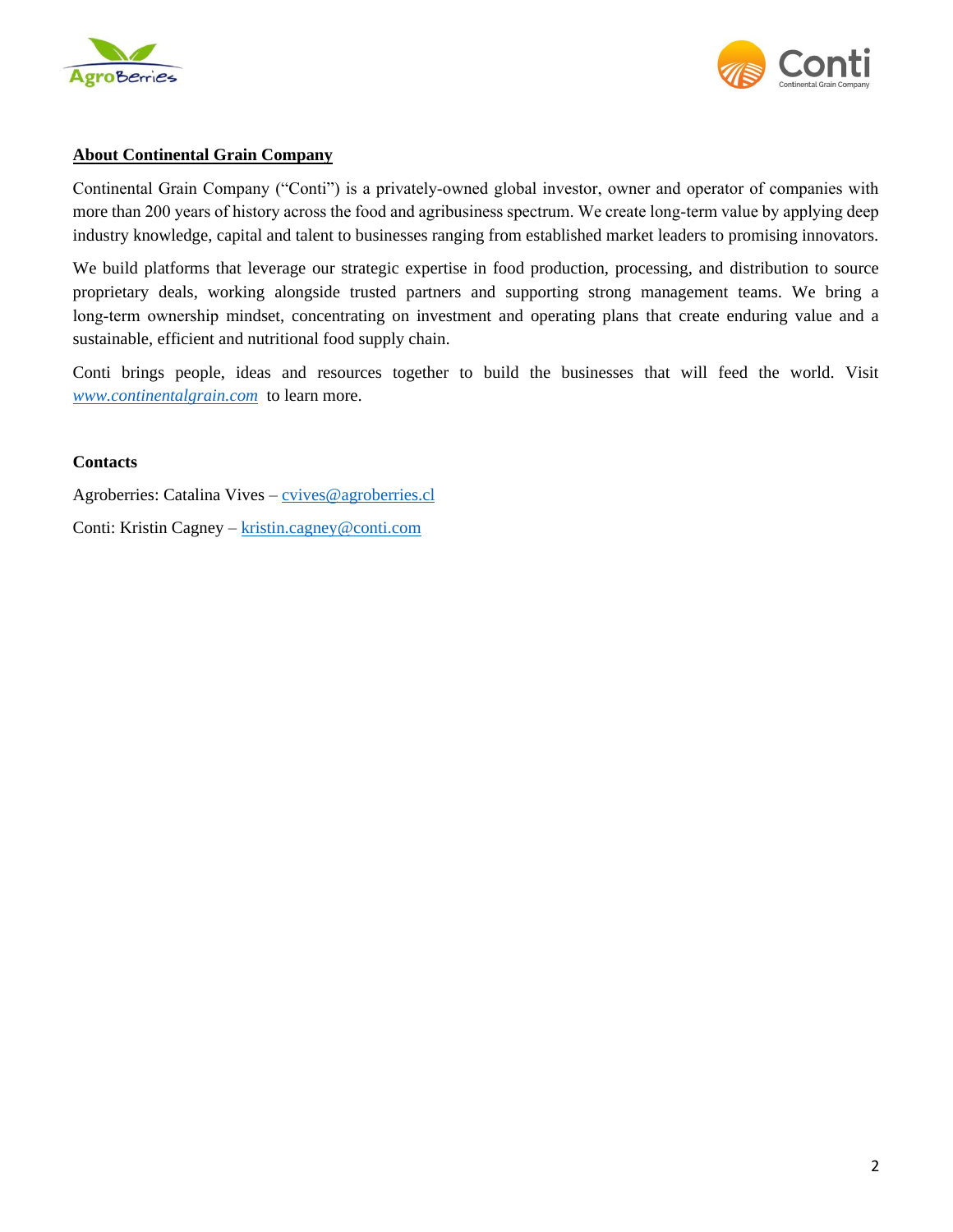## About Continental Grain Company

Continental Grain Company ("Conti") is a privately-owned global investor, owner and operator of companies with more than 200 years of history across the food and agribusiness spectrum. We create long-term value by applying deep industry knowledge, capital and talent to businesses ranging from established market leaders to promising innovators.

We build platforms that leverage our strategic expertise in food production, processing, and distribution to source proprietary deals, working alongside trusted partners and supporting strong management teams. We bring a long-term ownership mindset, concentrating on investment and operating plans that create enduring value and a sustainable, efficient and nutritional food supply chain.

Conti brings people, ideas and resources together to build the businesses that will feed the world. Visit *www.continentalgrain.com* to learn more.

**Contacts**

Agroberries: Catalina Vives – cvives@agroberries.cl

Conti: Kristin Cagney – kristin.cagney@conti.com